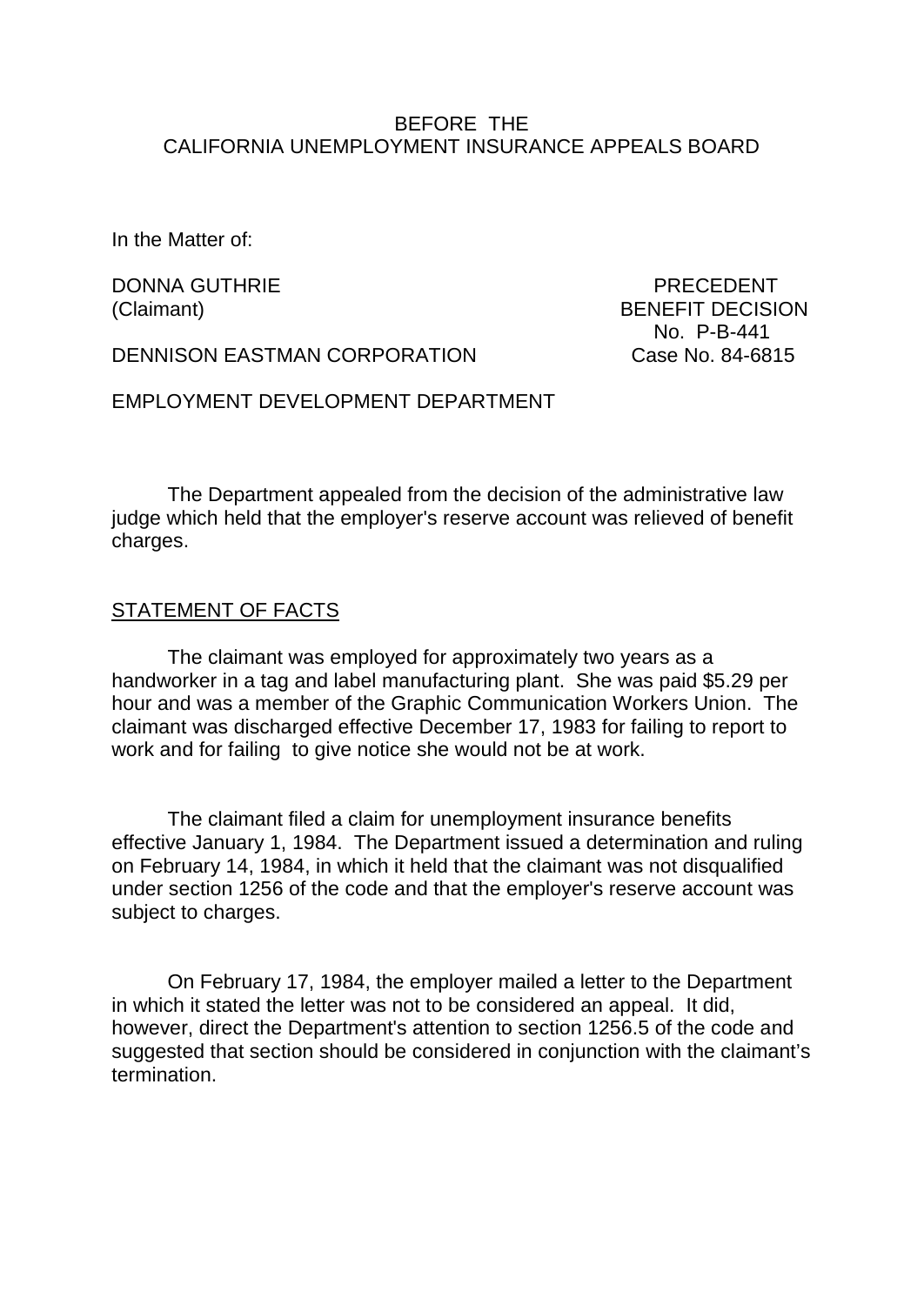BEFORE THE
CALIFORNIA UNEMPLOYMENT INSURANCE APPEALS BOARD

In the Matter of:

DONNA GUTHRIE
(Claimant)

DENNISON EASTMAN CORPORATION

EMPLOYMENT DEVELOPMENT DEPARTMENT

PRECEDENT
BENEFIT DECISION
No. P-B-441
Case No. 84-6815

The Department appealed from the decision of the administrative law judge which held that the employer's reserve account was relieved of benefit charges.

## STATEMENT OF FACTS

The claimant was employed for approximately two years as a handworker in a tag and label manufacturing plant. She was paid $5.29 per hour and was a member of the Graphic Communication Workers Union. The claimant was discharged effective December 17, 1983 for failing to report to work and for failing to give notice she would not be at work.

The claimant filed a claim for unemployment insurance benefits effective January 1, 1984. The Department issued a determination and ruling on February 14, 1984, in which it held that the claimant was not disqualified under section 1256 of the code and that the employer's reserve account was subject to charges.

On February 17, 1984, the employer mailed a letter to the Department in which it stated the letter was not to be considered an appeal. It did, however, direct the Department's attention to section 1256.5 of the code and suggested that section should be considered in conjunction with the claimant's termination.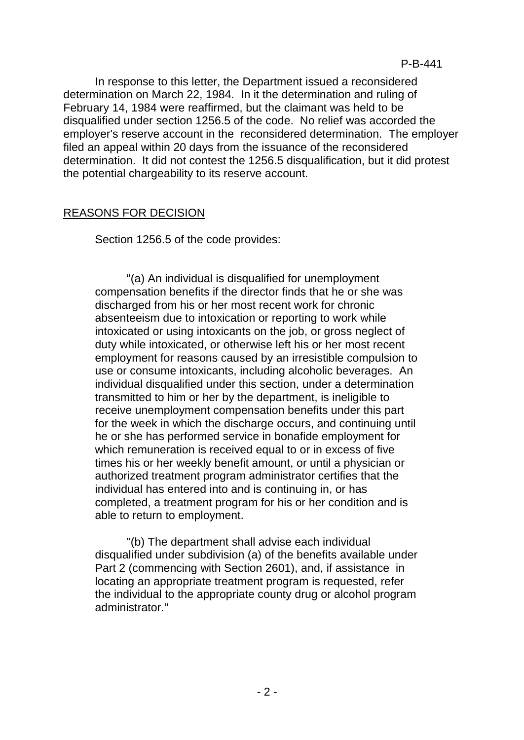In response to this letter, the Department issued a reconsidered determination on March 22, 1984. In it the determination and ruling of February 14, 1984 were reaffirmed, but the claimant was held to be disqualified under section 1256.5 of the code. No relief was accorded the employer's reserve account in the reconsidered determination. The employer filed an appeal within 20 days from the issuance of the reconsidered determination. It did not contest the 1256.5 disqualification, but it did protest the potential chargeability to its reserve account.

## REASONS FOR DECISION

Section 1256.5 of the code provides:

> "(a) An individual is disqualified for unemployment compensation benefits if the director finds that he or she was discharged from his or her most recent work for chronic absenteeism due to intoxication or reporting to work while intoxicated or using intoxicants on the job, or gross neglect of duty while intoxicated, or otherwise left his or her most recent employment for reasons caused by an irresistible compulsion to use or consume intoxicants, including alcoholic beverages. An individual disqualified under this section, under a determination transmitted to him or her by the department, is ineligible to receive unemployment compensation benefits under this part for the week in which the discharge occurs, and continuing until he or she has performed service in bonafide employment for which remuneration is received equal to or in excess of five times his or her weekly benefit amount, or until a physician or authorized treatment program administrator certifies that the individual has entered into and is continuing in, or has completed, a treatment program for his or her condition and is able to return to employment.
>
> "(b) The department shall advise each individual disqualified under subdivision (a) of the benefits available under Part 2 (commencing with Section 2601), and, if assistance in locating an appropriate treatment program is requested, refer the individual to the appropriate county drug or alcohol program administrator."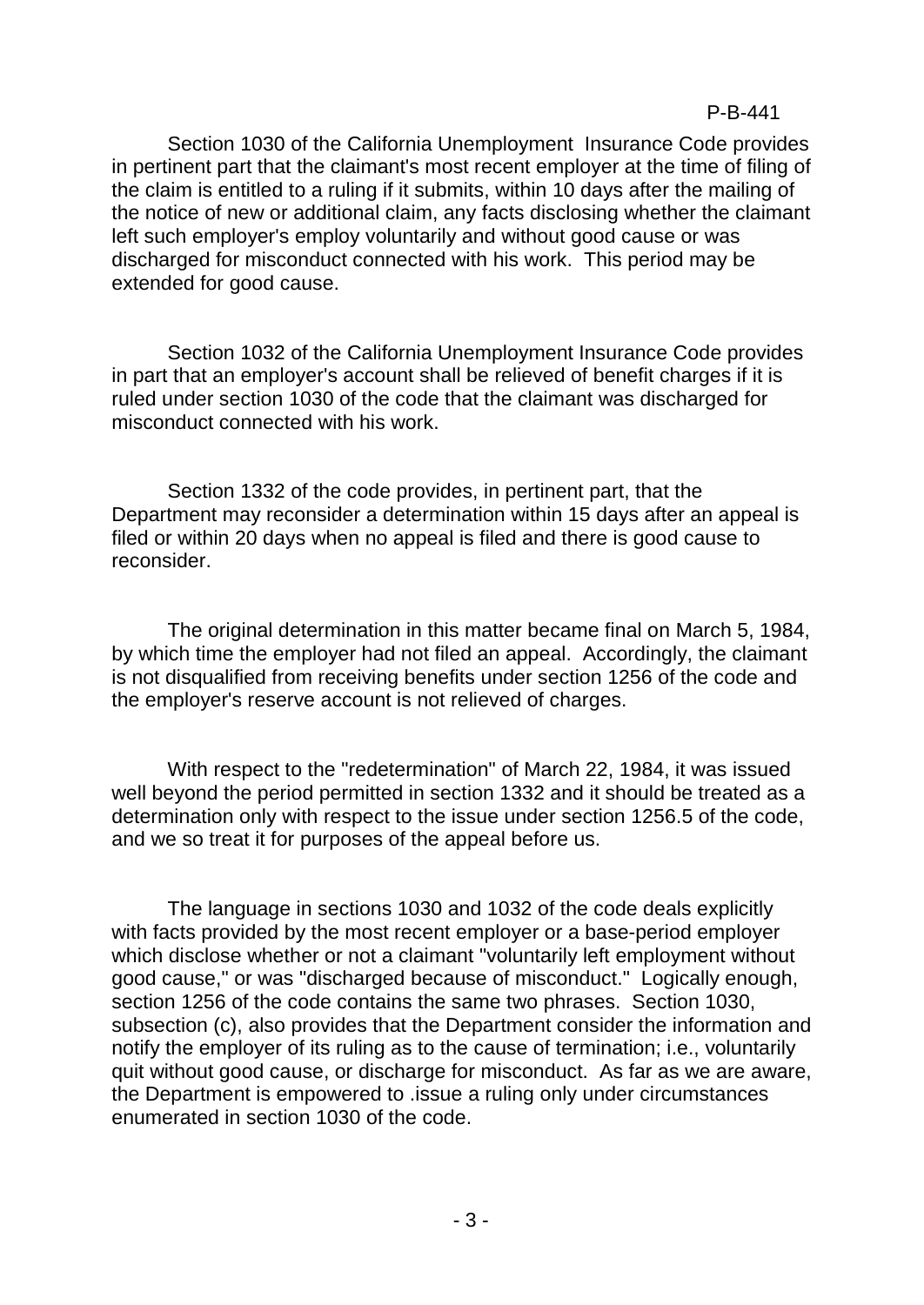Section 1030 of the California Unemployment Insurance Code provides in pertinent part that the claimant's most recent employer at the time of filing of the claim is entitled to a ruling if it submits, within 10 days after the mailing of the notice of new or additional claim, any facts disclosing whether the claimant left such employer's employ voluntarily and without good cause or was discharged for misconduct connected with his work. This period may be extended for good cause.

Section 1032 of the California Unemployment Insurance Code provides in part that an employer's account shall be relieved of benefit charges if it is ruled under section 1030 of the code that the claimant was discharged for misconduct connected with his work.

Section 1332 of the code provides, in pertinent part, that the Department may reconsider a determination within 15 days after an appeal is filed or within 20 days when no appeal is filed and there is good cause to reconsider.

The original determination in this matter became final on March 5, 1984, by which time the employer had not filed an appeal. Accordingly, the claimant is not disqualified from receiving benefits under section 1256 of the code and the employer's reserve account is not relieved of charges.

With respect to the "redetermination" of March 22, 1984, it was issued well beyond the period permitted in section 1332 and it should be treated as a determination only with respect to the issue under section 1256.5 of the code, and we so treat it for purposes of the appeal before us.

The language in sections 1030 and 1032 of the code deals explicitly with facts provided by the most recent employer or a base-period employer which disclose whether or not a claimant "voluntarily left employment without good cause," or was "discharged because of misconduct." Logically enough, section 1256 of the code contains the same two phrases. Section 1030, subsection (c), also provides that the Department consider the information and notify the employer of its ruling as to the cause of termination; i.e., voluntarily quit without good cause, or discharge for misconduct. As far as we are aware, the Department is empowered to .issue a ruling only under circumstances enumerated in section 1030 of the code.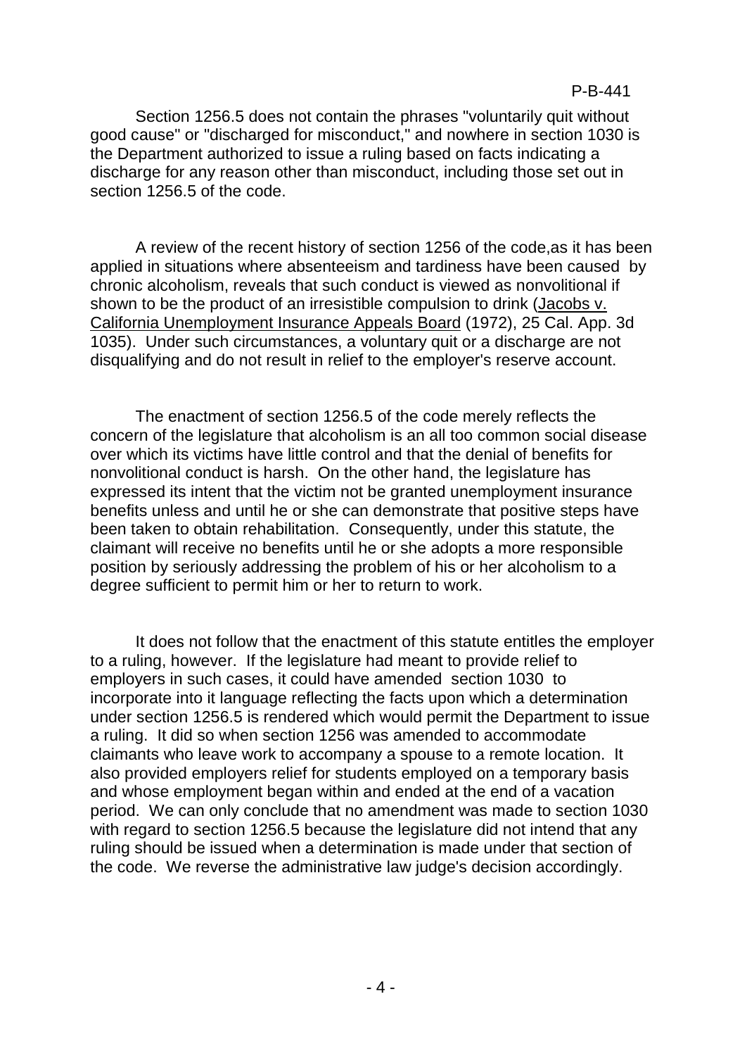Section 1256.5 does not contain the phrases "voluntarily quit without good cause" or "discharged for misconduct," and nowhere in section 1030 is the Department authorized to issue a ruling based on facts indicating a discharge for any reason other than misconduct, including those set out in section 1256.5 of the code.

A review of the recent history of section 1256 of the code,as it has been applied in situations where absenteeism and tardiness have been caused by chronic alcoholism, reveals that such conduct is viewed as nonvolitional if shown to be the product of an irresistible compulsion to drink (Jacobs v. California Unemployment Insurance Appeals Board (1972), 25 Cal. App. 3d 1035). Under such circumstances, a voluntary quit or a discharge are not disqualifying and do not result in relief to the employer's reserve account.

The enactment of section 1256.5 of the code merely reflects the concern of the legislature that alcoholism is an all too common social disease over which its victims have little control and that the denial of benefits for nonvolitional conduct is harsh. On the other hand, the legislature has expressed its intent that the victim not be granted unemployment insurance benefits unless and until he or she can demonstrate that positive steps have been taken to obtain rehabilitation. Consequently, under this statute, the claimant will receive no benefits until he or she adopts a more responsible position by seriously addressing the problem of his or her alcoholism to a degree sufficient to permit him or her to return to work.

It does not follow that the enactment of this statute entitles the employer to a ruling, however. If the legislature had meant to provide relief to employers in such cases, it could have amended section 1030 to incorporate into it language reflecting the facts upon which a determination under section 1256.5 is rendered which would permit the Department to issue a ruling. It did so when section 1256 was amended to accommodate claimants who leave work to accompany a spouse to a remote location. It also provided employers relief for students employed on a temporary basis and whose employment began within and ended at the end of a vacation period. We can only conclude that no amendment was made to section 1030 with regard to section 1256.5 because the legislature did not intend that any ruling should be issued when a determination is made under that section of the code. We reverse the administrative law judge's decision accordingly.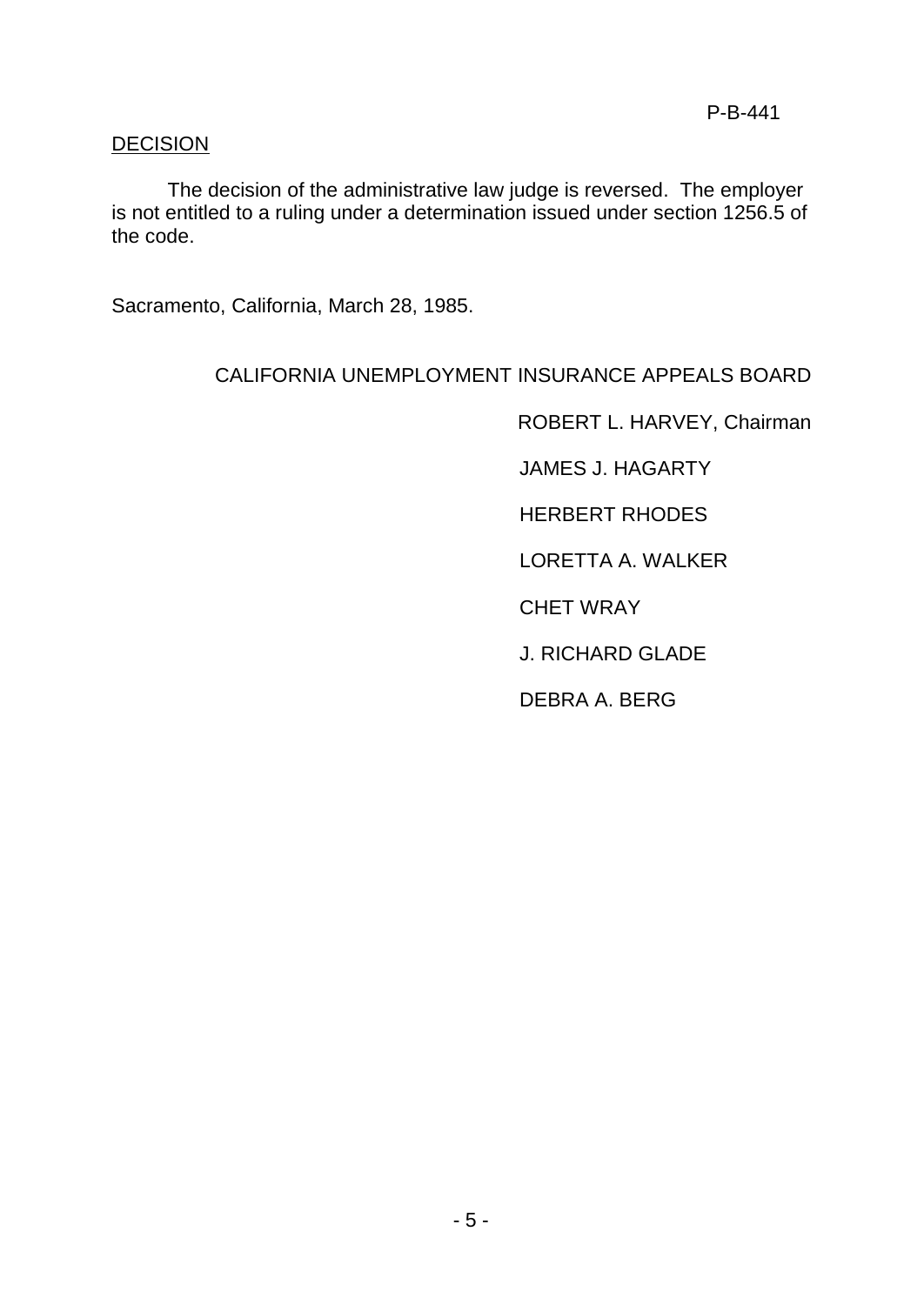P-B-441

DECISION

The decision of the administrative law judge is reversed. The employer is not entitled to a ruling under a determination issued under section 1256.5 of the code.

Sacramento, California, March 28, 1985.

CALIFORNIA UNEMPLOYMENT INSURANCE APPEALS BOARD

ROBERT L. HARVEY, Chairman

JAMES J. HAGARTY

HERBERT RHODES

LORETTA A. WALKER

CHET WRAY

J. RICHARD GLADE

DEBRA A. BERG